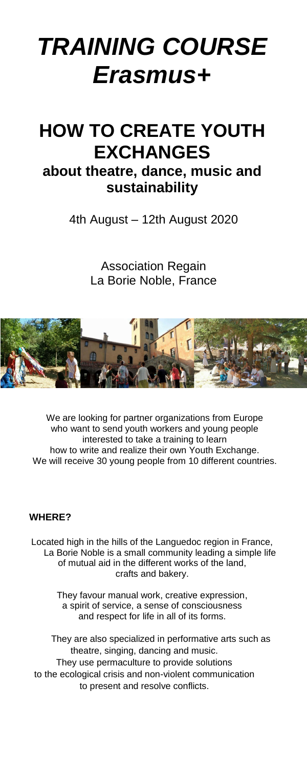# *TRAINING COURSE Erasmus+*

## HOW TO CREATE YOUTH EXCHANGES

### about theatre, dance, music and sustainability

4th August – 12th August 2020

Association Regain
La Borie Noble, France

We are looking for partner organizations from Europe who want to send youth workers and young people interested to take a training to learn how to write and realize their own Youth Exchange. We will receive 30 young people from 10 different countries.

**WHERE?**

Located high in the hills of the Languedoc region in France, La Borie Noble is a small community leading a simple life of mutual aid in the different works of the land, crafts and bakery.

They favour manual work, creative expression, a spirit of service, a sense of consciousness and respect for life in all of its forms.

They are also specialized in performative arts such as theatre, singing, dancing and music. They use permaculture to provide solutions to the ecological crisis and non-violent communication to present and resolve conflicts.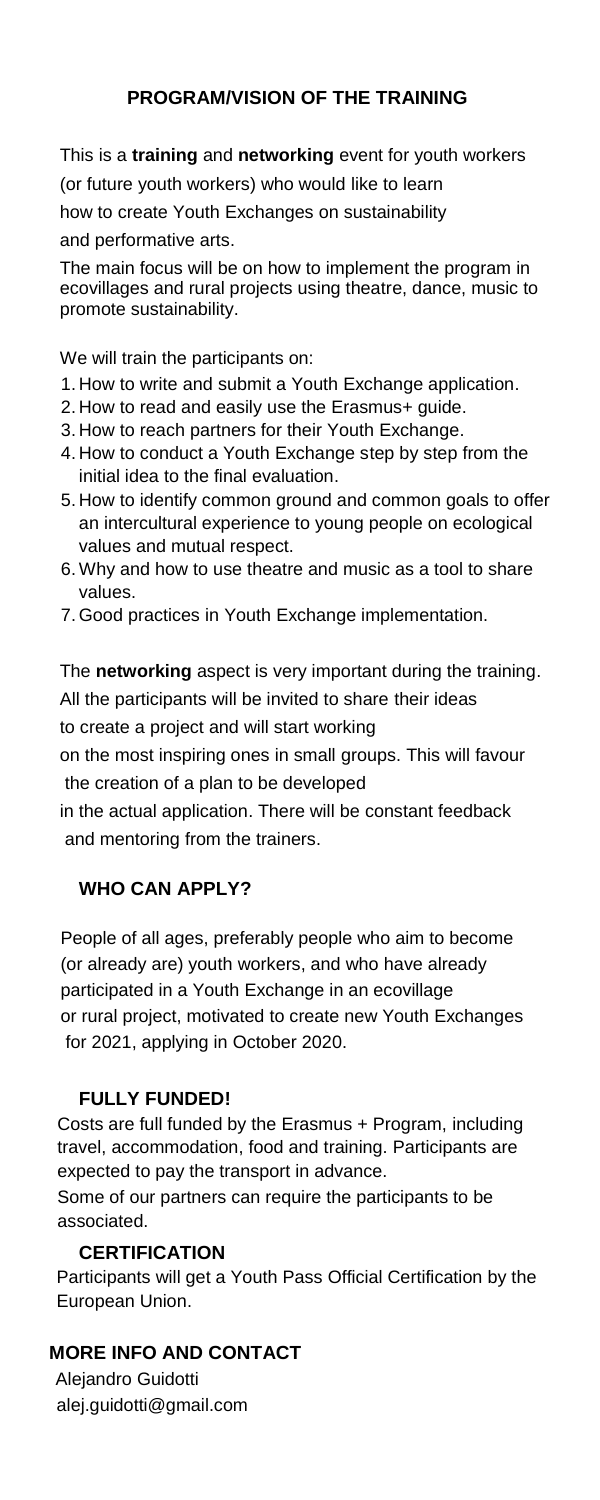## PROGRAM/VISION OF THE TRAINING

This is a **training** and **networking** event for youth workers (or future youth workers) who would like to learn how to create Youth Exchanges on sustainability and performative arts.

The main focus will be on how to implement the program in ecovillages and rural projects using theatre, dance, music to promote sustainability.

We will train the participants on:

1. How to write and submit a Youth Exchange application.
2. How to read and easily use the Erasmus+ guide.
3. How to reach partners for their Youth Exchange.
4. How to conduct a Youth Exchange step by step from the initial idea to the final evaluation.
5. How to identify common ground and common goals to offer an intercultural experience to young people on ecological values and mutual respect.
6. Why and how to use theatre and music as a tool to share values.
7. Good practices in Youth Exchange implementation.

The **networking** aspect is very important during the training. All the participants will be invited to share their ideas to create a project and will start working on the most inspiring ones in small groups. This will favour the creation of a plan to be developed in the actual application. There will be constant feedback and mentoring from the trainers.

### WHO CAN APPLY?

People of all ages, preferably people who aim to become (or already are) youth workers, and who have already participated in a Youth Exchange in an ecovillage or rural project, motivated to create new Youth Exchanges for 2021, applying in October 2020.

### FULLY FUNDED!

Costs are full funded by the Erasmus + Program, including travel, accommodation, food and training. Participants are expected to pay the transport in advance.

Some of our partners can require the participants to be associated.

### CERTIFICATION

Participants will get a Youth Pass Official Certification by the European Union.

## MORE INFO AND CONTACT

Alejandro Guidotti
alej.guidotti@gmail.com